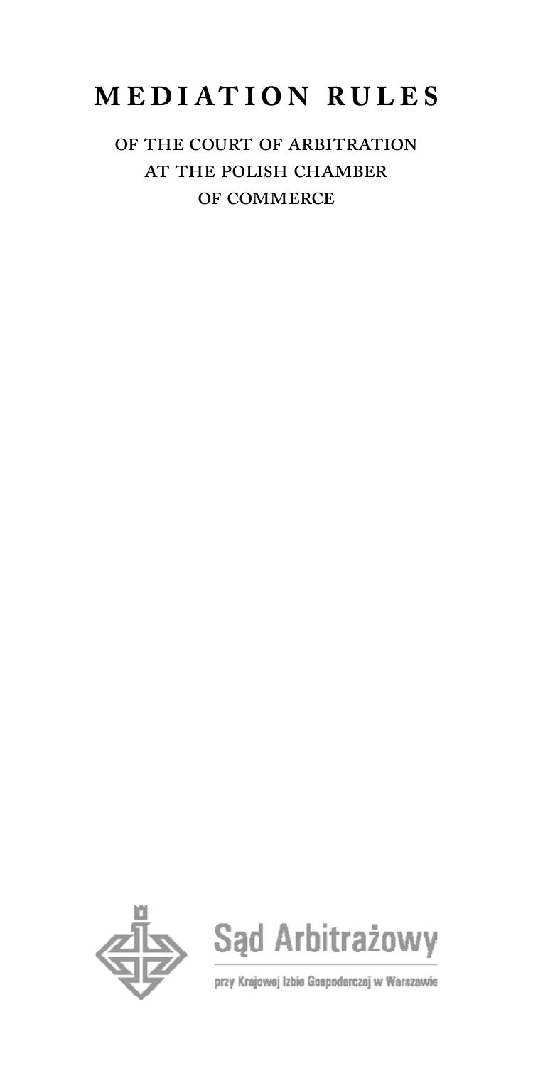# MEDIATION RULES

OF THE COURT OF ARBITRATION
AT THE POLISH CHAMBER
OF COMMERCE

Sąd Arbitrażowy

przy Krajowej Izbie Gospodarczej w Warszawie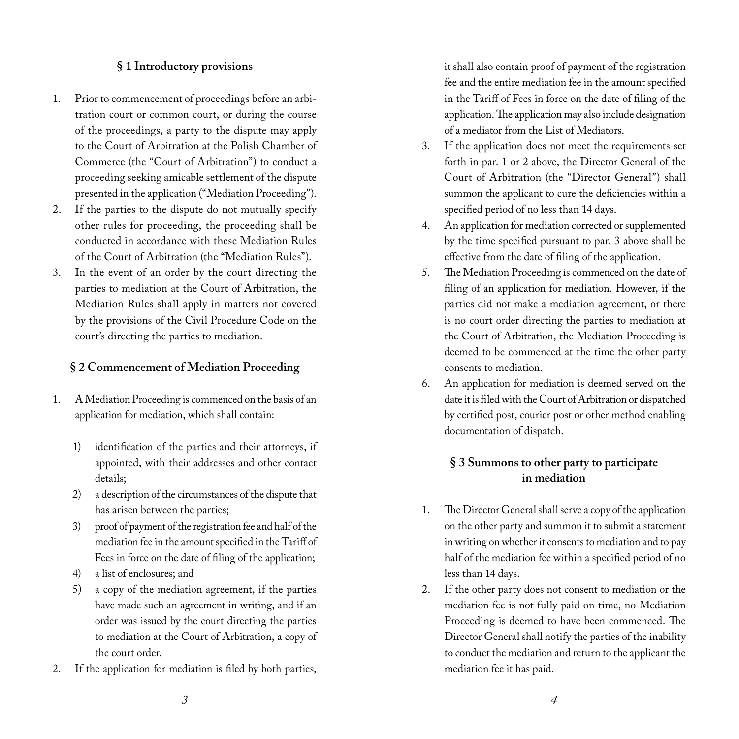## § 1 Introductory provisions

1. Prior to commencement of proceedings before an arbitration court or common court, or during the course of the proceedings, a party to the dispute may apply to the Court of Arbitration at the Polish Chamber of Commerce (the "Court of Arbitration") to conduct a proceeding seeking amicable settlement of the dispute presented in the application ("Mediation Proceeding").
2. If the parties to the dispute do not mutually specify other rules for proceeding, the proceeding shall be conducted in accordance with these Mediation Rules of the Court of Arbitration (the "Mediation Rules").
3. In the event of an order by the court directing the parties to mediation at the Court of Arbitration, the Mediation Rules shall apply in matters not covered by the provisions of the Civil Procedure Code on the court's directing the parties to mediation.

## § 2 Commencement of Mediation Proceeding

1. A Mediation Proceeding is commenced on the basis of an application for mediation, which shall contain:
   1) identification of the parties and their attorneys, if appointed, with their addresses and other contact details;
   2) a description of the circumstances of the dispute that has arisen between the parties;
   3) proof of payment of the registration fee and half of the mediation fee in the amount specified in the Tariff of Fees in force on the date of filing of the application;
   4) a list of enclosures; and
   5) a copy of the mediation agreement, if the parties have made such an agreement in writing, and if an order was issued by the court directing the parties to mediation at the Court of Arbitration, a copy of the court order.
2. If the application for mediation is filed by both parties, it shall also contain proof of payment of the registration fee and the entire mediation fee in the amount specified in the Tariff of Fees in force on the date of filing of the application. The application may also include designation of a mediator from the List of Mediators.
3. If the application does not meet the requirements set forth in par. 1 or 2 above, the Director General of the Court of Arbitration (the "Director General") shall summon the applicant to cure the deficiencies within a specified period of no less than 14 days.
4. An application for mediation corrected or supplemented by the time specified pursuant to par. 3 above shall be effective from the date of filing of the application.
5. The Mediation Proceeding is commenced on the date of filing of an application for mediation. However, if the parties did not make a mediation agreement, or there is no court order directing the parties to mediation at the Court of Arbitration, the Mediation Proceeding is deemed to be commenced at the time the other party consents to mediation.
6. An application for mediation is deemed served on the date it is filed with the Court of Arbitration or dispatched by certified post, courier post or other method enabling documentation of dispatch.

## § 3 Summons to other party to participate in mediation

1. The Director General shall serve a copy of the application on the other party and summon it to submit a statement in writing on whether it consents to mediation and to pay half of the mediation fee within a specified period of no less than 14 days.
2. If the other party does not consent to mediation or the mediation fee is not fully paid on time, no Mediation Proceeding is deemed to have been commenced. The Director General shall notify the parties of the inability to conduct the mediation and return to the applicant the mediation fee it has paid.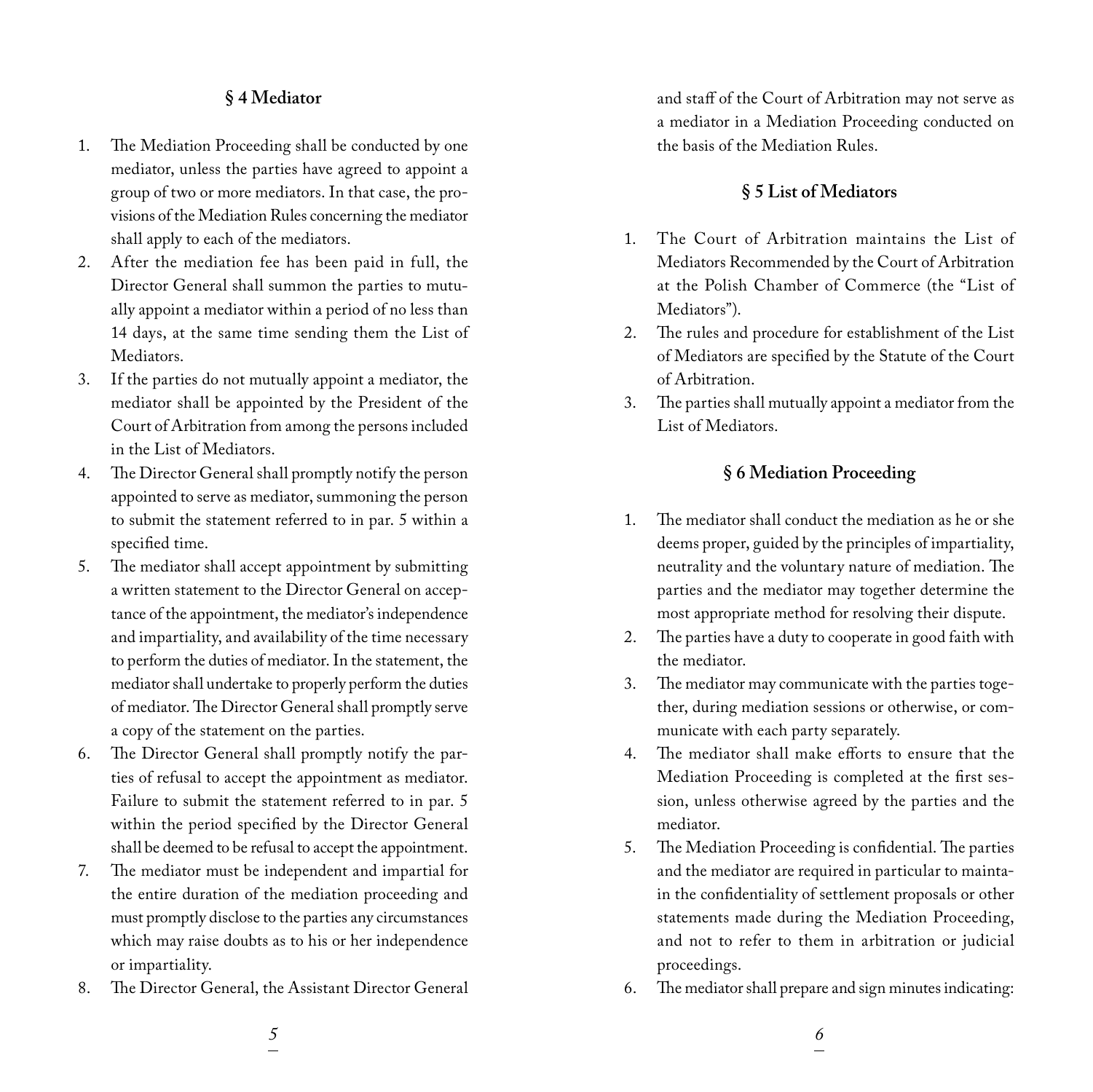## § 4 Mediator

1. The Mediation Proceeding shall be conducted by one mediator, unless the parties have agreed to appoint a group of two or more mediators. In that case, the provisions of the Mediation Rules concerning the mediator shall apply to each of the mediators.
2. After the mediation fee has been paid in full, the Director General shall summon the parties to mutually appoint a mediator within a period of no less than 14 days, at the same time sending them the List of Mediators.
3. If the parties do not mutually appoint a mediator, the mediator shall be appointed by the President of the Court of Arbitration from among the persons included in the List of Mediators.
4. The Director General shall promptly notify the person appointed to serve as mediator, summoning the person to submit the statement referred to in par. 5 within a specified time.
5. The mediator shall accept appointment by submitting a written statement to the Director General on acceptance of the appointment, the mediator's independence and impartiality, and availability of the time necessary to perform the duties of mediator. In the statement, the mediator shall undertake to properly perform the duties of mediator. The Director General shall promptly serve a copy of the statement on the parties.
6. The Director General shall promptly notify the parties of refusal to accept the appointment as mediator. Failure to submit the statement referred to in par. 5 within the period specified by the Director General shall be deemed to be refusal to accept the appointment.
7. The mediator must be independent and impartial for the entire duration of the mediation proceeding and must promptly disclose to the parties any circumstances which may raise doubts as to his or her independence or impartiality.
8. The Director General, the Assistant Director General and staff of the Court of Arbitration may not serve as a mediator in a Mediation Proceeding conducted on the basis of the Mediation Rules.

## § 5 List of Mediators

1. The Court of Arbitration maintains the List of Mediators Recommended by the Court of Arbitration at the Polish Chamber of Commerce (the "List of Mediators").
2. The rules and procedure for establishment of the List of Mediators are specified by the Statute of the Court of Arbitration.
3. The parties shall mutually appoint a mediator from the List of Mediators.

## § 6 Mediation Proceeding

1. The mediator shall conduct the mediation as he or she deems proper, guided by the principles of impartiality, neutrality and the voluntary nature of mediation. The parties and the mediator may together determine the most appropriate method for resolving their dispute.
2. The parties have a duty to cooperate in good faith with the mediator.
3. The mediator may communicate with the parties together, during mediation sessions or otherwise, or communicate with each party separately.
4. The mediator shall make efforts to ensure that the Mediation Proceeding is completed at the first session, unless otherwise agreed by the parties and the mediator.
5. The Mediation Proceeding is confidential. The parties and the mediator are required in particular to maintain the confidentiality of settlement proposals or other statements made during the Mediation Proceeding, and not to refer to them in arbitration or judicial proceedings.
6. The mediator shall prepare and sign minutes indicating: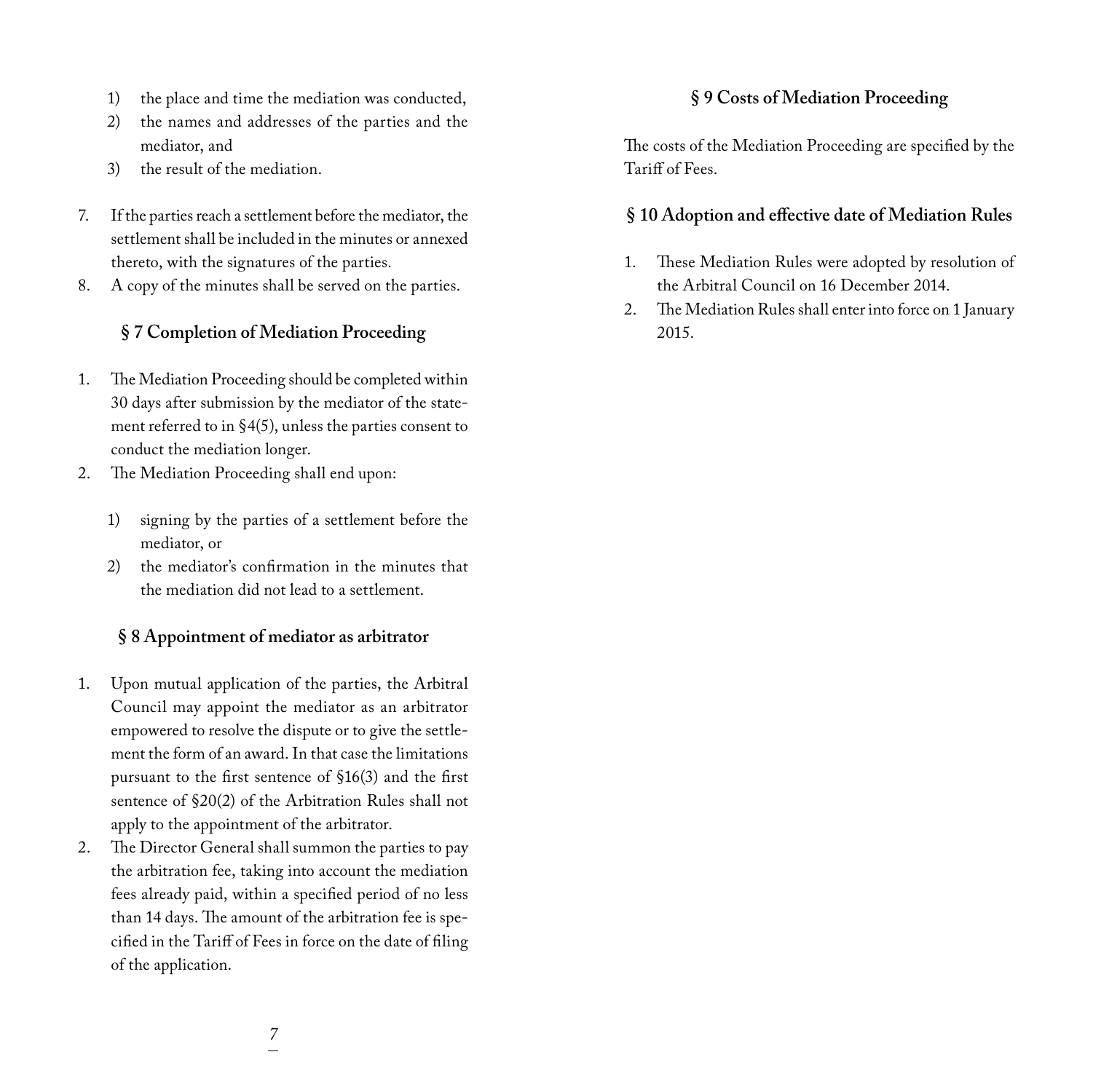1) the place and time the mediation was conducted,
2) the names and addresses of the parties and the mediator, and
3) the result of the mediation.

7. If the parties reach a settlement before the mediator, the settlement shall be included in the minutes or annexed thereto, with the signatures of the parties.
8. A copy of the minutes shall be served on the parties.

### § 7 Completion of Mediation Proceeding

1. The Mediation Proceeding should be completed within 30 days after submission by the mediator of the statement referred to in §4(5), unless the parties consent to conduct the mediation longer.
2. The Mediation Proceeding shall end upon:

   1) signing by the parties of a settlement before the mediator, or
   2) the mediator's confirmation in the minutes that the mediation did not lead to a settlement.

### § 8 Appointment of mediator as arbitrator

1. Upon mutual application of the parties, the Arbitral Council may appoint the mediator as an arbitrator empowered to resolve the dispute or to give the settlement the form of an award. In that case the limitations pursuant to the first sentence of §16(3) and the first sentence of §20(2) of the Arbitration Rules shall not apply to the appointment of the arbitrator.
2. The Director General shall summon the parties to pay the arbitration fee, taking into account the mediation fees already paid, within a specified period of no less than 14 days. The amount of the arbitration fee is specified in the Tariff of Fees in force on the date of filing of the application.

### § 9 Costs of Mediation Proceeding

The costs of the Mediation Proceeding are specified by the Tariff of Fees.

### § 10 Adoption and effective date of Mediation Rules

1. These Mediation Rules were adopted by resolution of the Arbitral Council on 16 December 2014.
2. The Mediation Rules shall enter into force on 1 January 2015.